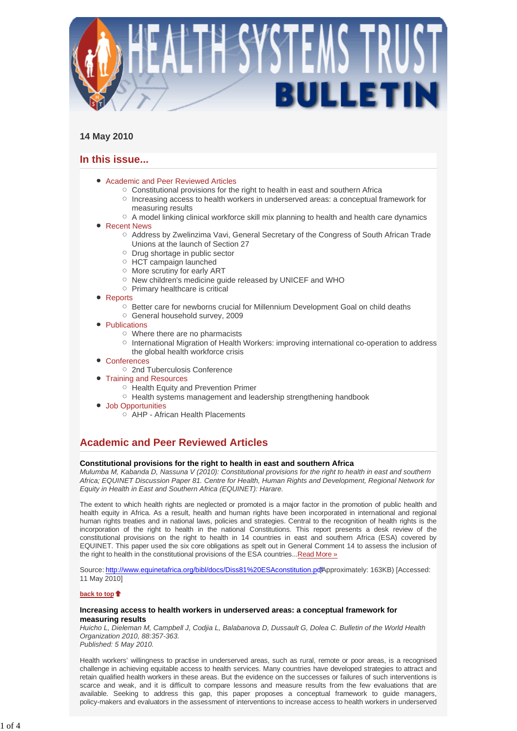# HEALTH SYSTEMS TRUST BULLETIN

**14 May 2010**

## In this issue...

- Academic and Peer Reviewed Articles
  - Constitutional provisions for the right to health in east and southern Africa
  - Increasing access to health workers in underserved areas: a conceptual framework for measuring results
  - A model linking clinical workforce skill mix planning to health and health care dynamics
- Recent News
  - Address by Zwelinzima Vavi, General Secretary of the Congress of South African Trade Unions at the launch of Section 27
  - Drug shortage in public sector
  - HCT campaign launched
  - More scrutiny for early ART
  - New children's medicine guide released by UNICEF and WHO
  - Primary healthcare is critical
- Reports
  - Better care for newborns crucial for Millennium Development Goal on child deaths
  - General household survey, 2009
- Publications
  - Where there are no pharmacists
  - International Migration of Health Workers: improving international co-operation to address the global health workforce crisis
- Conferences
  - 2nd Tuberculosis Conference
- Training and Resources
  - Health Equity and Prevention Primer
  - Health systems management and leadership strengthening handbook
- Job Opportunities
  - AHP - African Health Placements

## Academic and Peer Reviewed Articles

**Constitutional provisions for the right to health in east and southern Africa**
*Mulumba M, Kabanda D, Nassuna V (2010): Constitutional provisions for the right to health in east and southern Africa; EQUINET Discussion Paper 81. Centre for Health, Human Rights and Development, Regional Network for Equity in Health in East and Southern Africa (EQUINET): Harare.*

The extent to which health rights are neglected or promoted is a major factor in the promotion of public health and health equity in Africa. As a result, health and human rights have been incorporated in international and regional human rights treaties and in national laws, policies and strategies. Central to the recognition of health rights is the incorporation of the right to health in the national Constitutions. This report presents a desk review of the constitutional provisions on the right to health in 14 countries in east and southern Africa (ESA) covered by EQUINET. This paper used the six core obligations as spelt out in General Comment 14 to assess the inclusion of the right to health in the constitutional provisions of the ESA countries...Read More »

Source: http://www.equinetafrica.org/bibl/docs/Diss81%20ESAconstitution.pdf [Approximately: 163KB) [Accessed: 11 May 2010]

back to top

**Increasing access to health workers in underserved areas: a conceptual framework for measuring results**
*Huicho L, Dieleman M, Campbell J, Codjia L, Balabanova D, Dussault G, Dolea C. Bulletin of the World Health Organization 2010, 88:357-363.*
*Published: 5 May 2010.*

Health workers' willingness to practise in underserved areas, such as rural, remote or poor areas, is a recognised challenge in achieving equitable access to health services. Many countries have developed strategies to attract and retain qualified health workers in these areas. But the evidence on the successes or failures of such interventions is scarce and weak, and it is difficult to compare lessons and measure results from the few evaluations that are available. Seeking to address this gap, this paper proposes a conceptual framework to guide managers, policy-makers and evaluators in the assessment of interventions to increase access to health workers in underserved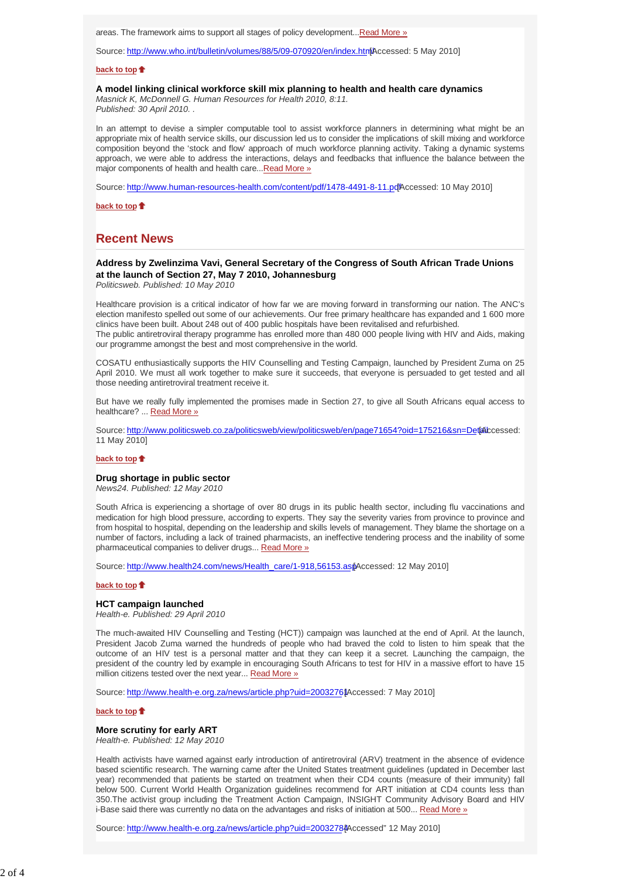areas. The framework aims to support all stages of policy development...Read More »

Source: http://www.who.int/bulletin/volumes/88/5/09-070920/en/index.html [Accessed: 5 May 2010]

back to top

### A model linking clinical workforce skill mix planning to health and health care dynamics

*Masnick K, McDonnell G. Human Resources for Health 2010, 8:11.*
*Published: 30 April 2010. .*

In an attempt to devise a simpler computable tool to assist workforce planners in determining what might be an appropriate mix of health service skills, our discussion led us to consider the implications of skill mixing and workforce composition beyond the 'stock and flow' approach of much workforce planning activity. Taking a dynamic systems approach, we were able to address the interactions, delays and feedbacks that influence the balance between the major components of health and health care...Read More »

Source: http://www.human-resources-health.com/content/pdf/1478-4491-8-11.pdf [Accessed: 10 May 2010]

back to top

## Recent News

### Address by Zwelinzima Vavi, General Secretary of the Congress of South African Trade Unions at the launch of Section 27, May 7 2010, Johannesburg

*Politicsweb. Published: 10 May 2010*

Healthcare provision is a critical indicator of how far we are moving forward in transforming our nation. The ANC's election manifesto spelled out some of our achievements. Our free primary healthcare has expanded and 1 600 more clinics have been built. About 248 out of 400 public hospitals have been revitalised and refurbished.
The public antiretroviral therapy programme has enrolled more than 480 000 people living with HIV and Aids, making our programme amongst the best and most comprehensive in the world.

COSATU enthusiastically supports the HIV Counselling and Testing Campaign, launched by President Zuma on 25 April 2010. We must all work together to make sure it succeeds, that everyone is persuaded to get tested and all those needing antiretroviral treatment receive it.

But have we really fully implemented the promises made in Section 27, to give all South Africans equal access to healthcare? ... Read More »

Source: http://www.politicsweb.co.za/politicsweb/view/politicsweb/en/page71654?oid=175216&sn=Detail [Accessed: 11 May 2010]

back to top

### Drug shortage in public sector

*News24. Published: 12 May 2010*

South Africa is experiencing a shortage of over 80 drugs in its public health sector, including flu vaccinations and medication for high blood pressure, according to experts. They say the severity varies from province to province and from hospital to hospital, depending on the leadership and skills levels of management. They blame the shortage on a number of factors, including a lack of trained pharmacists, an ineffective tendering process and the inability of some pharmaceutical companies to deliver drugs... Read More »

Source: http://www.health24.com/news/Health_care/1-918,56153.asp [Accessed: 12 May 2010]

back to top

### HCT campaign launched

*Health-e. Published: 29 April 2010*

The much-awaited HIV Counselling and Testing (HCT)) campaign was launched at the end of April. At the launch, President Jacob Zuma warned the hundreds of people who had braved the cold to listen to him speak that the outcome of an HIV test is a personal matter and that they can keep it a secret. Launching the campaign, the president of the country led by example in encouraging South Africans to test for HIV in a massive effort to have 15 million citizens tested over the next year... Read More »

Source: http://www.health-e.org.za/news/article.php?uid=20032761 [Accessed: 7 May 2010]

back to top

### More scrutiny for early ART

*Health-e. Published: 12 May 2010*

Health activists have warned against early introduction of antiretroviral (ARV) treatment in the absence of evidence based scientific research. The warning came after the United States treatment guidelines (updated in December last year) recommended that patients be started on treatment when their CD4 counts (measure of their immunity) fall below 500. Current World Health Organization guidelines recommend for ART initiation at CD4 counts less than 350.The activist group including the Treatment Action Campaign, INSIGHT Community Advisory Board and HIV i-Base said there was currently no data on the advantages and risks of initiation at 500... Read More »

Source: http://www.health-e.org.za/news/article.php?uid=20032784 [Accessed" 12 May 2010]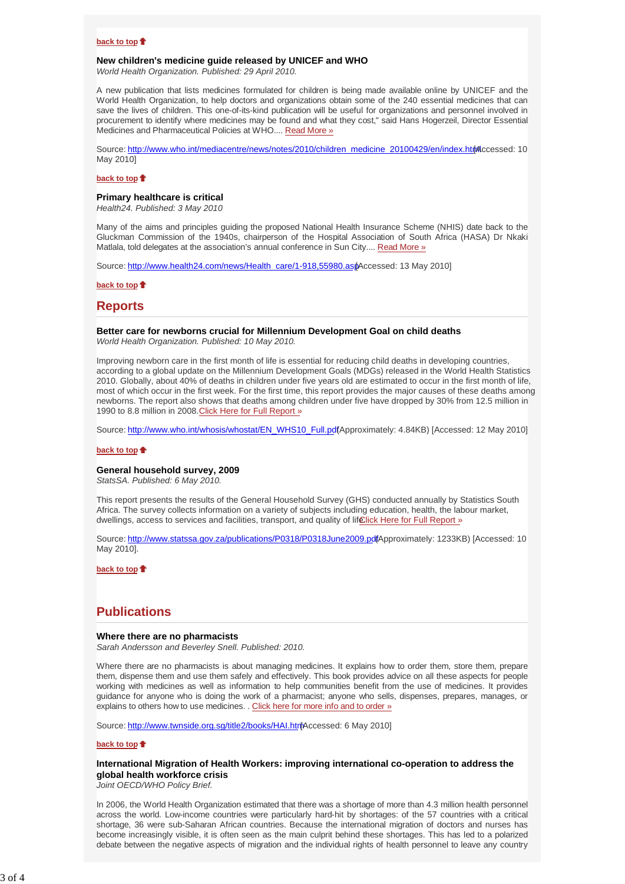back to top

### New children's medicine guide released by UNICEF and WHO

*World Health Organization. Published: 29 April 2010.*

A new publication that lists medicines formulated for children is being made available online by UNICEF and the World Health Organization, to help doctors and organizations obtain some of the 240 essential medicines that can save the lives of children. This one-of-its-kind publication will be useful for organizations and personnel involved in procurement to identify where medicines may be found and what they cost," said Hans Hogerzeil, Director Essential Medicines and Pharmaceutical Policies at WHO.... Read More »

Source: http://www.who.int/mediacentre/news/notes/2010/children_medicine_20100429/en/index.html [Accessed: 10 May 2010]

back to top

### Primary healthcare is critical

*Health24. Published: 3 May 2010*

Many of the aims and principles guiding the proposed National Health Insurance Scheme (NHIS) date back to the Gluckman Commission of the 1940s, chairperson of the Hospital Association of South Africa (HASA) Dr Nkaki Matlala, told delegates at the association's annual conference in Sun City.... Read More »

Source: http://www.health24.com/news/Health_care/1-918,55980.asp [Accessed: 13 May 2010]

back to top

## Reports

### Better care for newborns crucial for Millennium Development Goal on child deaths

*World Health Organization. Published: 10 May 2010.*

Improving newborn care in the first month of life is essential for reducing child deaths in developing countries, according to a global update on the Millennium Development Goals (MDGs) released in the World Health Statistics 2010. Globally, about 40% of deaths in children under five years old are estimated to occur in the first month of life, most of which occur in the first week. For the first time, this report provides the major causes of these deaths among newborns. The report also shows that deaths among children under five have dropped by 30% from 12.5 million in 1990 to 8.8 million in 2008. Click Here for Full Report »

Source: http://www.who.int/whosis/whostat/EN_WHS10_Full.pdf (Approximately: 4.84KB) [Accessed: 12 May 2010]

back to top

### General household survey, 2009

*StatsSA. Published: 6 May 2010.*

This report presents the results of the General Household Survey (GHS) conducted annually by Statistics South Africa. The survey collects information on a variety of subjects including education, health, the labour market, dwellings, access to services and facilities, transport, and quality of life. Click Here for Full Report »

Source: http://www.statssa.gov.za/publications/P0318/P0318June2009.pdf (Approximately: 1233KB) [Accessed: 10 May 2010].

back to top

## Publications

### Where there are no pharmacists

*Sarah Andersson and Beverley Snell. Published: 2010.*

Where there are no pharmacists is about managing medicines. It explains how to order them, store them, prepare them, dispense them and use them safely and effectively. This book provides advice on all these aspects for people working with medicines as well as information to help communities benefit from the use of medicines. It provides guidance for anyone who is doing the work of a pharmacist; anyone who sells, dispenses, prepares, manages, or explains to others how to use medicines. . Click here for more info and to order »

Source: http://www.twnside.org.sg/title2/books/HAI.htm [Accessed: 6 May 2010]

back to top

### International Migration of Health Workers: improving international co-operation to address the global health workforce crisis

*Joint OECD/WHO Policy Brief.*

In 2006, the World Health Organization estimated that there was a shortage of more than 4.3 million health personnel across the world. Low-income countries were particularly hard-hit by shortages: of the 57 countries with a critical shortage, 36 were sub-Saharan African countries. Because the international migration of doctors and nurses has become increasingly visible, it is often seen as the main culprit behind these shortages. This has led to a polarized debate between the negative aspects of migration and the individual rights of health personnel to leave any country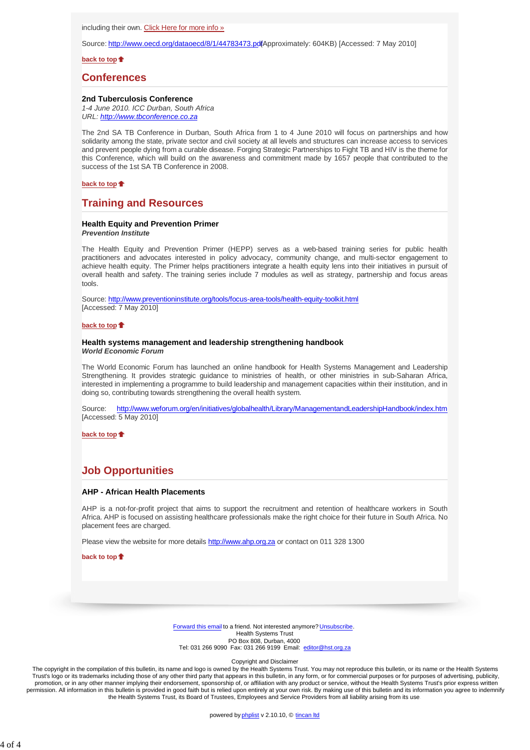including their own. Click Here for more info »

Source: http://www.oecd.org/dataoecd/8/1/44783473.pdf (Approximately: 604KB) [Accessed: 7 May 2010]

**back to top**

## Conferences

### 2nd Tuberculosis Conference

*1-4 June 2010. ICC Durban, South Africa*
*URL: http://www.tbconference.co.za*

The 2nd SA TB Conference in Durban, South Africa from 1 to 4 June 2010 will focus on partnerships and how solidarity among the state, private sector and civil society at all levels and structures can increase access to services and prevent people dying from a curable disease. Forging Strategic Partnerships to Fight TB and HIV is the theme for this Conference, which will build on the awareness and commitment made by 1657 people that contributed to the success of the 1st SA TB Conference in 2008.

**back to top**

## Training and Resources

### Health Equity and Prevention Primer

***Prevention Institute***

The Health Equity and Prevention Primer (HEPP) serves as a web-based training series for public health practitioners and advocates interested in policy advocacy, community change, and multi-sector engagement to achieve health equity. The Primer helps practitioners integrate a health equity lens into their initiatives in pursuit of overall health and safety. The training series include 7 modules as well as strategy, partnership and focus areas tools.

Source: http://www.preventioninstitute.org/tools/focus-area-tools/health-equity-toolkit.html
[Accessed: 7 May 2010]

**back to top**

### Health systems management and leadership strengthening handbook

***World Economic Forum***

The World Economic Forum has launched an online handbook for Health Systems Management and Leadership Strengthening. It provides strategic guidance to ministries of health, or other ministries in sub-Saharan Africa, interested in implementing a programme to build leadership and management capacities within their institution, and in doing so, contributing towards strengthening the overall health system.

Source: http://www.weforum.org/en/initiatives/globalhealth/Library/ManagementandLeadershipHandbook/index.htm
[Accessed: 5 May 2010]

**back to top**

## Job Opportunities

### AHP - African Health Placements

AHP is a not-for-profit project that aims to support the recruitment and retention of healthcare workers in South Africa. AHP is focused on assisting healthcare professionals make the right choice for their future in South Africa. No placement fees are charged.

Please view the website for more details http://www.ahp.org.za or contact on 011 328 1300

**back to top**

Forward this email to a friend. Not interested anymore? Unsubscribe.
Health Systems Trust
PO Box 808, Durban, 4000
Tel: 031 266 9090 Fax: 031 266 9199 Email: editor@hst.org.za

Copyright and Disclaimer
The copyright in the compilation of this bulletin, its name and logo is owned by the Health Systems Trust. You may not reproduce this bulletin, or its name or the Health Systems Trust's logo or its trademarks including those of any other third party that appears in this bulletin, in any form, or for commercial purposes or for purposes of advertising, publicity, promotion, or in any other manner implying their endorsement, sponsorship of, or affiliation with any product or service, without the Health Systems Trust's prior express written permission. All information in this bulletin is provided in good faith but is relied upon entirely at your own risk. By making use of this bulletin and its information you agree to indemnify the Health Systems Trust, its Board of Trustees, Employees and Service Providers from all liability arising from its use.

powered by phplist v 2.10.10, © tincan ltd